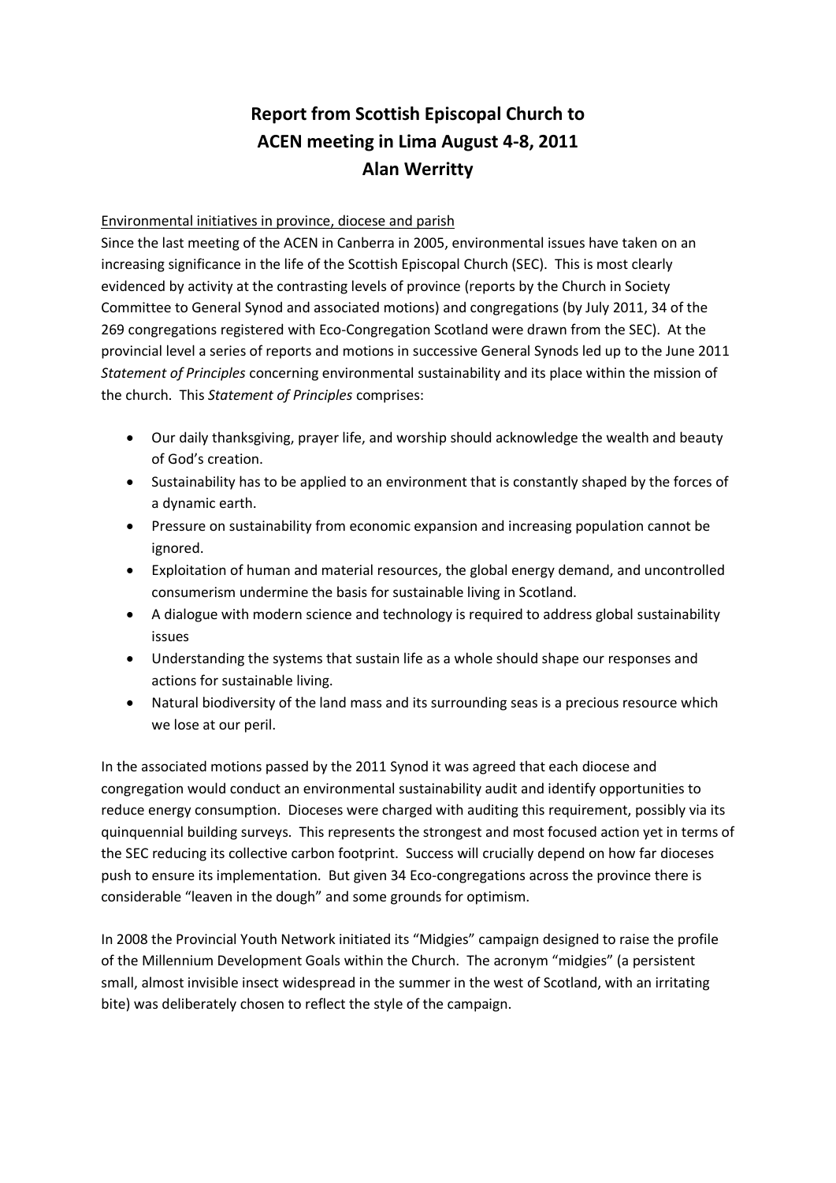# Report from Scottish Episcopal Church to ACEN meeting in Lima August 4-8, 2011 Alan Werritty

Environmental initiatives in province, diocese and parish

Since the last meeting of the ACEN in Canberra in 2005, environmental issues have taken on an increasing significance in the life of the Scottish Episcopal Church (SEC). This is most clearly evidenced by activity at the contrasting levels of province (reports by the Church in Society Committee to General Synod and associated motions) and congregations (by July 2011, 34 of the 269 congregations registered with Eco-Congregation Scotland were drawn from the SEC). At the provincial level a series of reports and motions in successive General Synods led up to the June 2011 *Statement of Principles* concerning environmental sustainability and its place within the mission of the church. This *Statement of Principles* comprises:

- Our daily thanksgiving, prayer life, and worship should acknowledge the wealth and beauty of God's creation.
- Sustainability has to be applied to an environment that is constantly shaped by the forces of a dynamic earth.
- Pressure on sustainability from economic expansion and increasing population cannot be ignored.
- Exploitation of human and material resources, the global energy demand, and uncontrolled consumerism undermine the basis for sustainable living in Scotland.
- A dialogue with modern science and technology is required to address global sustainability issues
- Understanding the systems that sustain life as a whole should shape our responses and actions for sustainable living.
- Natural biodiversity of the land mass and its surrounding seas is a precious resource which we lose at our peril.

In the associated motions passed by the 2011 Synod it was agreed that each diocese and congregation would conduct an environmental sustainability audit and identify opportunities to reduce energy consumption. Dioceses were charged with auditing this requirement, possibly via its quinquennial building surveys. This represents the strongest and most focused action yet in terms of the SEC reducing its collective carbon footprint. Success will crucially depend on how far dioceses push to ensure its implementation. But given 34 Eco-congregations across the province there is considerable "leaven in the dough" and some grounds for optimism.

In 2008 the Provincial Youth Network initiated its "Midgies" campaign designed to raise the profile of the Millennium Development Goals within the Church. The acronym "midgies" (a persistent small, almost invisible insect widespread in the summer in the west of Scotland, with an irritating bite) was deliberately chosen to reflect the style of the campaign.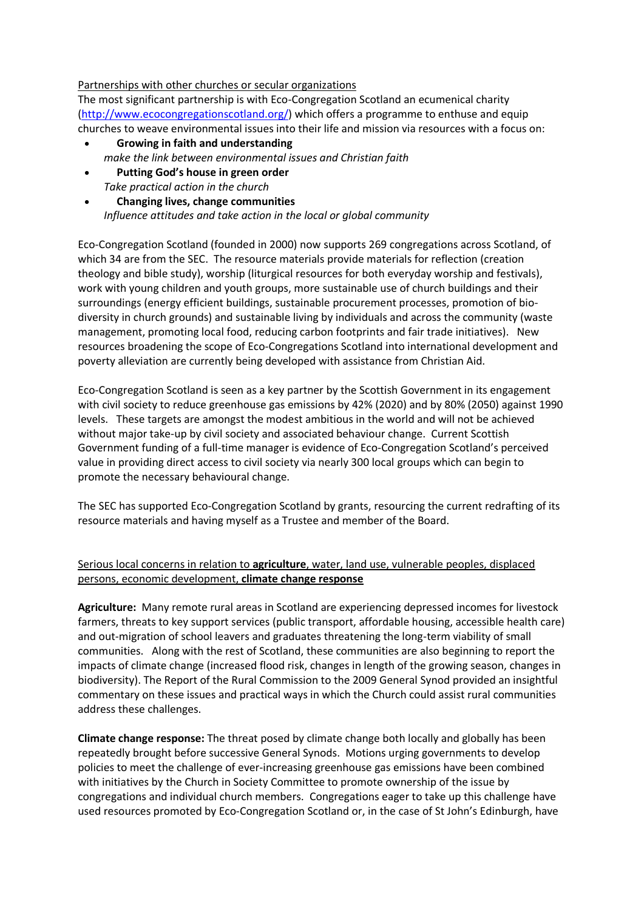Partnerships with other churches or secular organizations

The most significant partnership is with Eco-Congregation Scotland an ecumenical charity (http://www.ecocongregationscotland.org/) which offers a programme to enthuse and equip churches to weave environmental issues into their life and mission via resources with a focus on:

- **Growing in faith and understanding**
  *make the link between environmental issues and Christian faith*
- **Putting God's house in green order**
  *Take practical action in the church*
- **Changing lives, change communities**
  *Influence attitudes and take action in the local or global community*

Eco-Congregation Scotland (founded in 2000) now supports 269 congregations across Scotland, of which 34 are from the SEC. The resource materials provide materials for reflection (creation theology and bible study), worship (liturgical resources for both everyday worship and festivals), work with young children and youth groups, more sustainable use of church buildings and their surroundings (energy efficient buildings, sustainable procurement processes, promotion of bio-diversity in church grounds) and sustainable living by individuals and across the community (waste management, promoting local food, reducing carbon footprints and fair trade initiatives). New resources broadening the scope of Eco-Congregations Scotland into international development and poverty alleviation are currently being developed with assistance from Christian Aid.

Eco-Congregation Scotland is seen as a key partner by the Scottish Government in its engagement with civil society to reduce greenhouse gas emissions by 42% (2020) and by 80% (2050) against 1990 levels. These targets are amongst the modest ambitious in the world and will not be achieved without major take-up by civil society and associated behaviour change. Current Scottish Government funding of a full-time manager is evidence of Eco-Congregation Scotland's perceived value in providing direct access to civil society via nearly 300 local groups which can begin to promote the necessary behavioural change.

The SEC has supported Eco-Congregation Scotland by grants, resourcing the current redrafting of its resource materials and having myself as a Trustee and member of the Board.

Serious local concerns in relation to **agriculture**, water, land use, vulnerable peoples, displaced persons, economic development, **climate change response**

**Agriculture:** Many remote rural areas in Scotland are experiencing depressed incomes for livestock farmers, threats to key support services (public transport, affordable housing, accessible health care) and out-migration of school leavers and graduates threatening the long-term viability of small communities. Along with the rest of Scotland, these communities are also beginning to report the impacts of climate change (increased flood risk, changes in length of the growing season, changes in biodiversity). The Report of the Rural Commission to the 2009 General Synod provided an insightful commentary on these issues and practical ways in which the Church could assist rural communities address these challenges.

**Climate change response:** The threat posed by climate change both locally and globally has been repeatedly brought before successive General Synods. Motions urging governments to develop policies to meet the challenge of ever-increasing greenhouse gas emissions have been combined with initiatives by the Church in Society Committee to promote ownership of the issue by congregations and individual church members. Congregations eager to take up this challenge have used resources promoted by Eco-Congregation Scotland or, in the case of St John's Edinburgh, have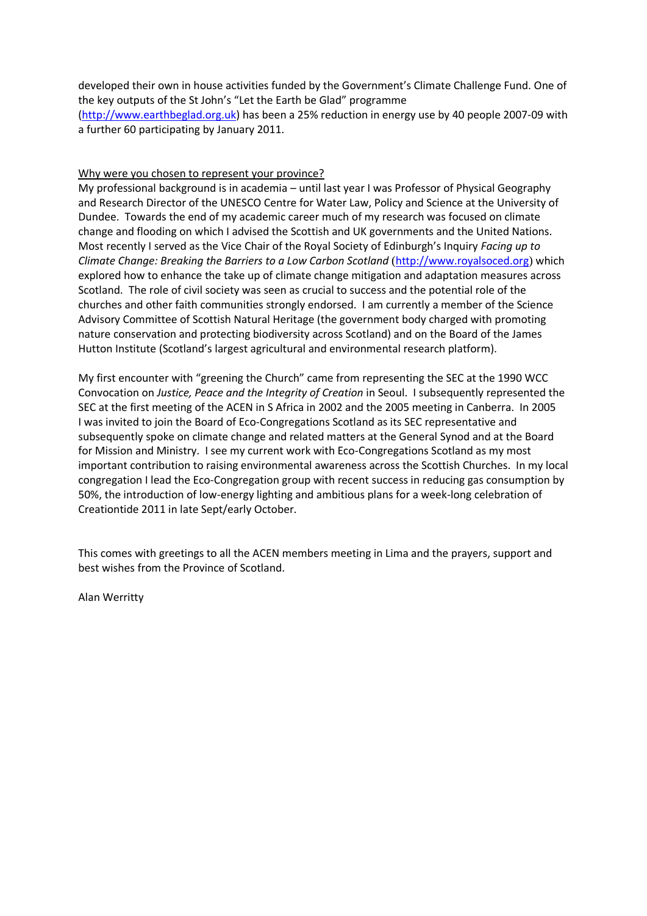developed their own in house activities funded by the Government's Climate Challenge Fund. One of the key outputs of the St John's "Let the Earth be Glad" programme (http://www.earthbeglad.org.uk) has been a 25% reduction in energy use by 40 people 2007-09 with a further 60 participating by January 2011.

Why were you chosen to represent your province?

My professional background is in academia – until last year I was Professor of Physical Geography and Research Director of the UNESCO Centre for Water Law, Policy and Science at the University of Dundee. Towards the end of my academic career much of my research was focused on climate change and flooding on which I advised the Scottish and UK governments and the United Nations. Most recently I served as the Vice Chair of the Royal Society of Edinburgh's Inquiry *Facing up to Climate Change: Breaking the Barriers to a Low Carbon Scotland* (http://www.royalsoced.org) which explored how to enhance the take up of climate change mitigation and adaptation measures across Scotland. The role of civil society was seen as crucial to success and the potential role of the churches and other faith communities strongly endorsed. I am currently a member of the Science Advisory Committee of Scottish Natural Heritage (the government body charged with promoting nature conservation and protecting biodiversity across Scotland) and on the Board of the James Hutton Institute (Scotland's largest agricultural and environmental research platform).

My first encounter with "greening the Church" came from representing the SEC at the 1990 WCC Convocation on *Justice, Peace and the Integrity of Creation* in Seoul. I subsequently represented the SEC at the first meeting of the ACEN in S Africa in 2002 and the 2005 meeting in Canberra. In 2005 I was invited to join the Board of Eco-Congregations Scotland as its SEC representative and subsequently spoke on climate change and related matters at the General Synod and at the Board for Mission and Ministry. I see my current work with Eco-Congregations Scotland as my most important contribution to raising environmental awareness across the Scottish Churches. In my local congregation I lead the Eco-Congregation group with recent success in reducing gas consumption by 50%, the introduction of low-energy lighting and ambitious plans for a week-long celebration of Creationtide 2011 in late Sept/early October.

This comes with greetings to all the ACEN members meeting in Lima and the prayers, support and best wishes from the Province of Scotland.

Alan Werritty